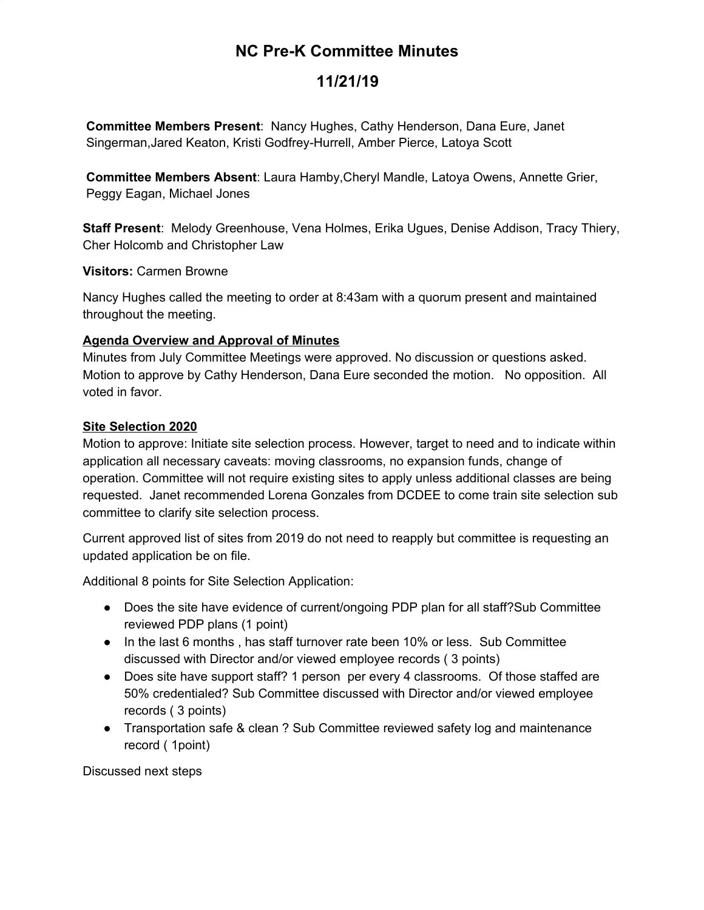# NC Pre-K Committee Minutes

## 11/21/19

**Committee Members Present**: Nancy Hughes, Cathy Henderson, Dana Eure, Janet Singerman,Jared Keaton, Kristi Godfrey-Hurrell, Amber Pierce, Latoya Scott

**Committee Members Absent**: Laura Hamby,Cheryl Mandle, Latoya Owens, Annette Grier, Peggy Eagan, Michael Jones

**Staff Present**: Melody Greenhouse, Vena Holmes, Erika Ugues, Denise Addison, Tracy Thiery, Cher Holcomb and Christopher Law

**Visitors:** Carmen Browne

Nancy Hughes called the meeting to order at 8:43am with a quorum present and maintained throughout the meeting.

**Agenda Overview and Approval of Minutes**

Minutes from July Committee Meetings were approved. No discussion or questions asked. Motion to approve by Cathy Henderson, Dana Eure seconded the motion. No opposition. All voted in favor.

**Site Selection 2020**

Motion to approve: Initiate site selection process. However, target to need and to indicate within application all necessary caveats: moving classrooms, no expansion funds, change of operation. Committee will not require existing sites to apply unless additional classes are being requested. Janet recommended Lorena Gonzales from DCDEE to come train site selection sub committee to clarify site selection process.

Current approved list of sites from 2019 do not need to reapply but committee is requesting an updated application be on file.

Additional 8 points for Site Selection Application:

- Does the site have evidence of current/ongoing PDP plan for all staff?Sub Committee reviewed PDP plans (1 point)
- In the last 6 months , has staff turnover rate been 10% or less. Sub Committee discussed with Director and/or viewed employee records ( 3 points)
- Does site have support staff? 1 person per every 4 classrooms. Of those staffed are 50% credentialed? Sub Committee discussed with Director and/or viewed employee records ( 3 points)
- Transportation safe & clean ? Sub Committee reviewed safety log and maintenance record ( 1point)

Discussed next steps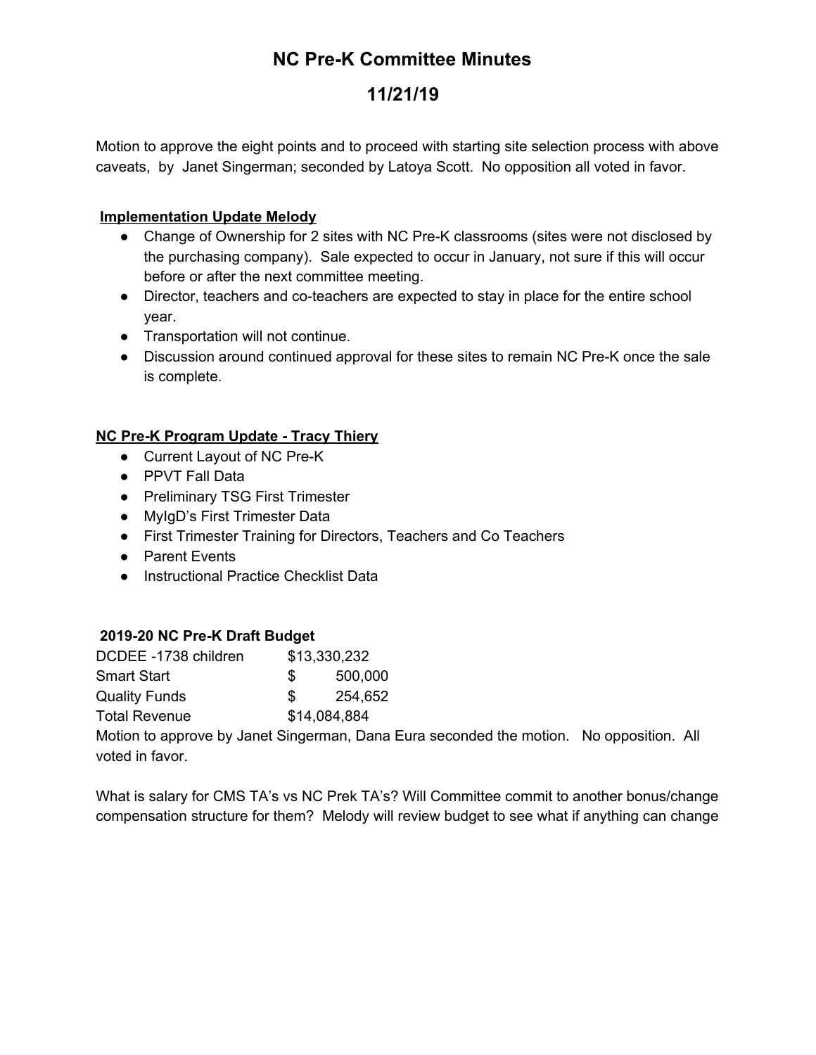# NC Pre-K Committee Minutes

## 11/21/19

Motion to approve the eight points and to proceed with starting site selection process with above caveats, by Janet Singerman; seconded by Latoya Scott. No opposition all voted in favor.

**Implementation Update Melody**

- Change of Ownership for 2 sites with NC Pre-K classrooms (sites were not disclosed by the purchasing company). Sale expected to occur in January, not sure if this will occur before or after the next committee meeting.
- Director, teachers and co-teachers are expected to stay in place for the entire school year.
- Transportation will not continue.
- Discussion around continued approval for these sites to remain NC Pre-K once the sale is complete.

**NC Pre-K Program Update - Tracy Thiery**

- Current Layout of NC Pre-K
- PPVT Fall Data
- Preliminary TSG First Trimester
- MyIgD's First Trimester Data
- First Trimester Training for Directors, Teachers and Co Teachers
- Parent Events
- Instructional Practice Checklist Data

**2019-20 NC Pre-K Draft Budget**

| | |
|---|---|
| DCDEE -1738 children | $13,330,232 |
| Smart Start | $ 500,000 |
| Quality Funds | $ 254,652 |
| Total Revenue | $14,084,884 |

Motion to approve by Janet Singerman, Dana Eura seconded the motion. No opposition. All voted in favor.

What is salary for CMS TA's vs NC Prek TA's? Will Committee commit to another bonus/change compensation structure for them? Melody will review budget to see what if anything can change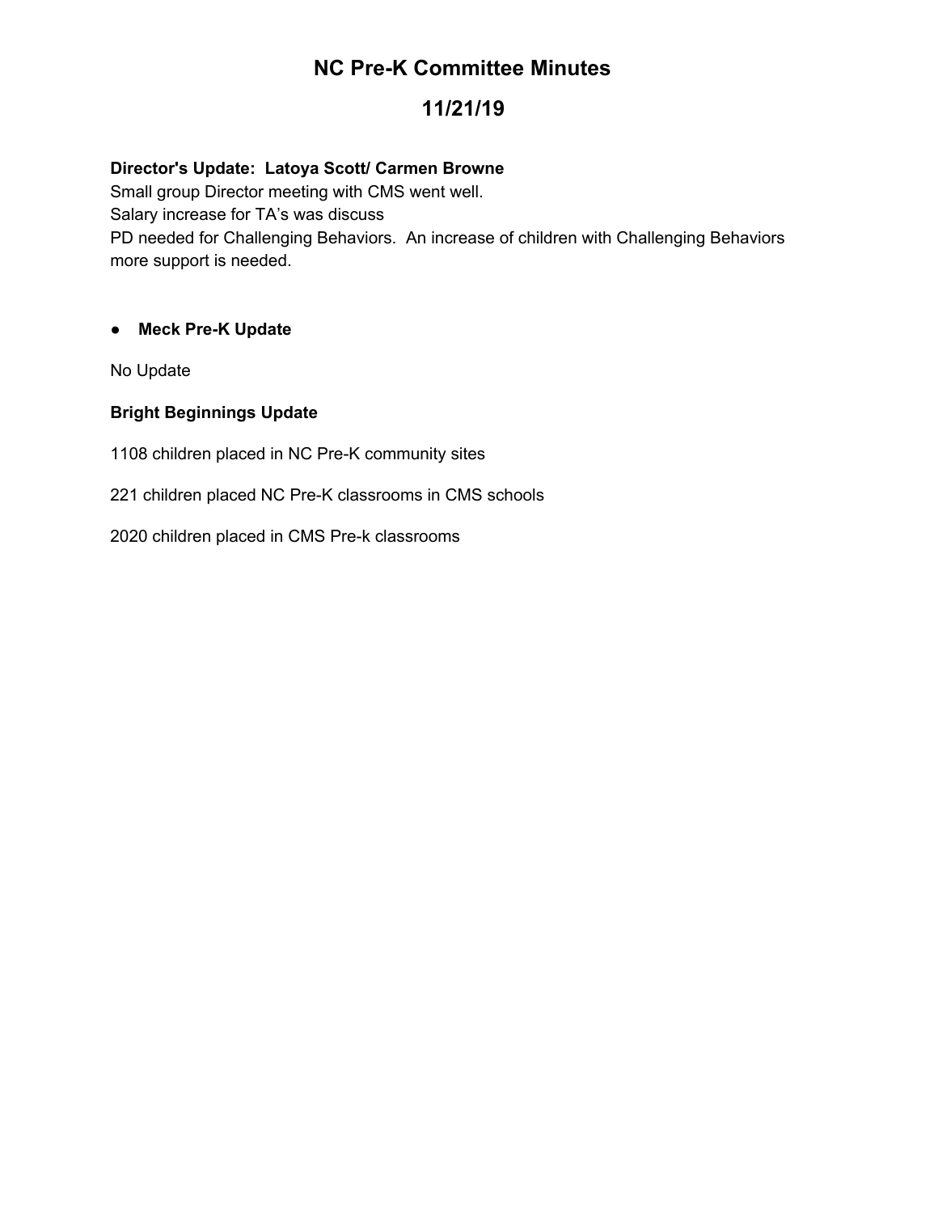# NC Pre-K Committee Minutes

# 11/21/19

**Director's Update: Latoya Scott/ Carmen Browne**
Small group Director meeting with CMS went well.
Salary increase for TA's was discuss
PD needed for Challenging Behaviors. An increase of children with Challenging Behaviors more support is needed.

- **Meck Pre-K Update**

No Update

**Bright Beginnings Update**

1108 children placed in NC Pre-K community sites

221 children placed NC Pre-K classrooms in CMS schools

2020 children placed in CMS Pre-k classrooms